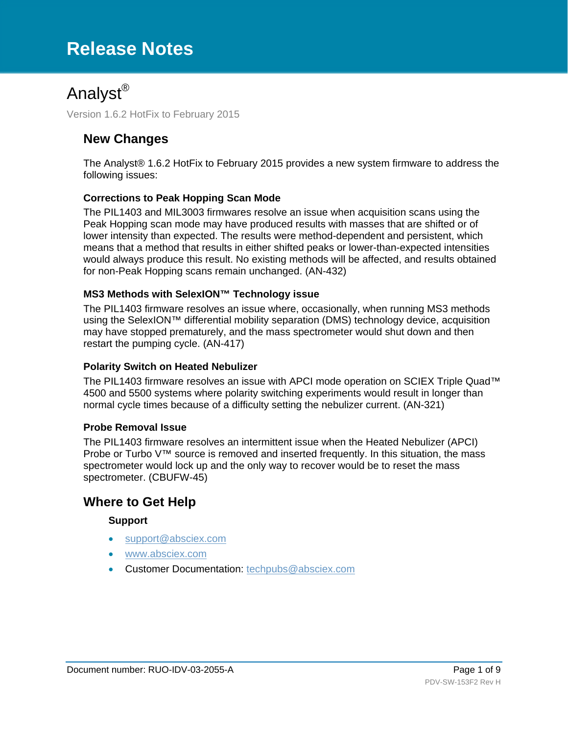# Release Notes

# Analyst®

Version 1.6.2 HotFix to February 2015

## New Changes

The Analyst® 1.6.2 HotFix to February 2015 provides a new system firmware to address the following issues:

### Corrections to Peak Hopping Scan Mode

The PIL1403 and MIL3003 firmwares resolve an issue when acquisition scans using the Peak Hopping scan mode may have produced results with masses that are shifted or of lower intensity than expected. The results were method-dependent and persistent, which means that a method that results in either shifted peaks or lower-than-expected intensities would always produce this result. No existing methods will be affected, and results obtained for non-Peak Hopping scans remain unchanged. (AN-432)

### MS3 Methods with SelexION™ Technology issue

The PIL1403 firmware resolves an issue where, occasionally, when running MS3 methods using the SelexION™ differential mobility separation (DMS) technology device, acquisition may have stopped prematurely, and the mass spectrometer would shut down and then restart the pumping cycle. (AN-417)

### Polarity Switch on Heated Nebulizer

The PIL1403 firmware resolves an issue with APCI mode operation on SCIEX Triple Quad™ 4500 and 5500 systems where polarity switching experiments would result in longer than normal cycle times because of a difficulty setting the nebulizer current. (AN-321)

### Probe Removal Issue

The PIL1403 firmware resolves an intermittent issue when the Heated Nebulizer (APCI) Probe or Turbo V™ source is removed and inserted frequently. In this situation, the mass spectrometer would lock up and the only way to recover would be to reset the mass spectrometer. (CBUFW-45)

## Where to Get Help

### Support

- support@absciex.com
- www.absciex.com
- Customer Documentation: techpubs@absciex.com

Document number: RUO-IDV-03-2055-A

PDV-SW-153F2 Rev H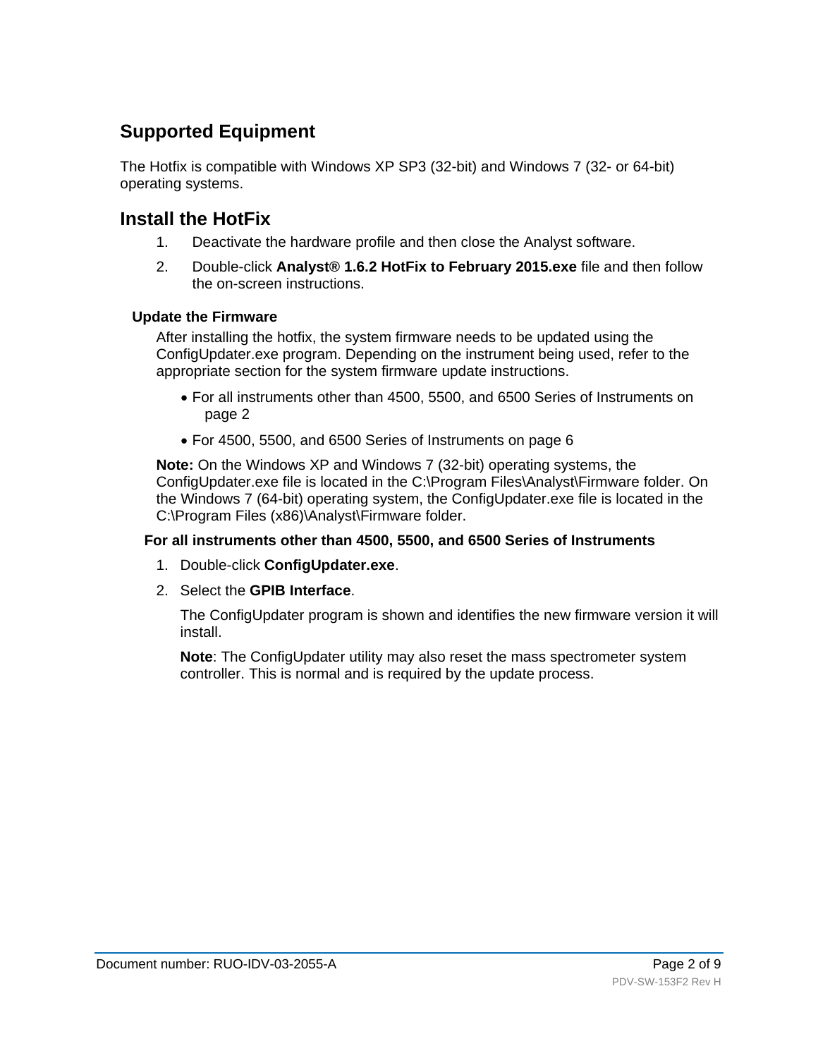## Supported Equipment

The Hotfix is compatible with Windows XP SP3 (32-bit) and Windows 7 (32- or 64-bit) operating systems.

## Install the HotFix

1. Deactivate the hardware profile and then close the Analyst software.
2. Double-click **Analyst® 1.6.2 HotFix to February 2015.exe** file and then follow the on-screen instructions.

### Update the Firmware

After installing the hotfix, the system firmware needs to be updated using the ConfigUpdater.exe program. Depending on the instrument being used, refer to the appropriate section for the system firmware update instructions.

- For all instruments other than 4500, 5500, and 6500 Series of Instruments on page 2
- For 4500, 5500, and 6500 Series of Instruments on page 6

**Note:** On the Windows XP and Windows 7 (32-bit) operating systems, the ConfigUpdater.exe file is located in the C:\Program Files\Analyst\Firmware folder. On the Windows 7 (64-bit) operating system, the ConfigUpdater.exe file is located in the C:\Program Files (x86)\Analyst\Firmware folder.

#### For all instruments other than 4500, 5500, and 6500 Series of Instruments

1. Double-click **ConfigUpdater.exe**.
2. Select the **GPIB Interface**.

   The ConfigUpdater program is shown and identifies the new firmware version it will install.

   **Note**: The ConfigUpdater utility may also reset the mass spectrometer system controller. This is normal and is required by the update process.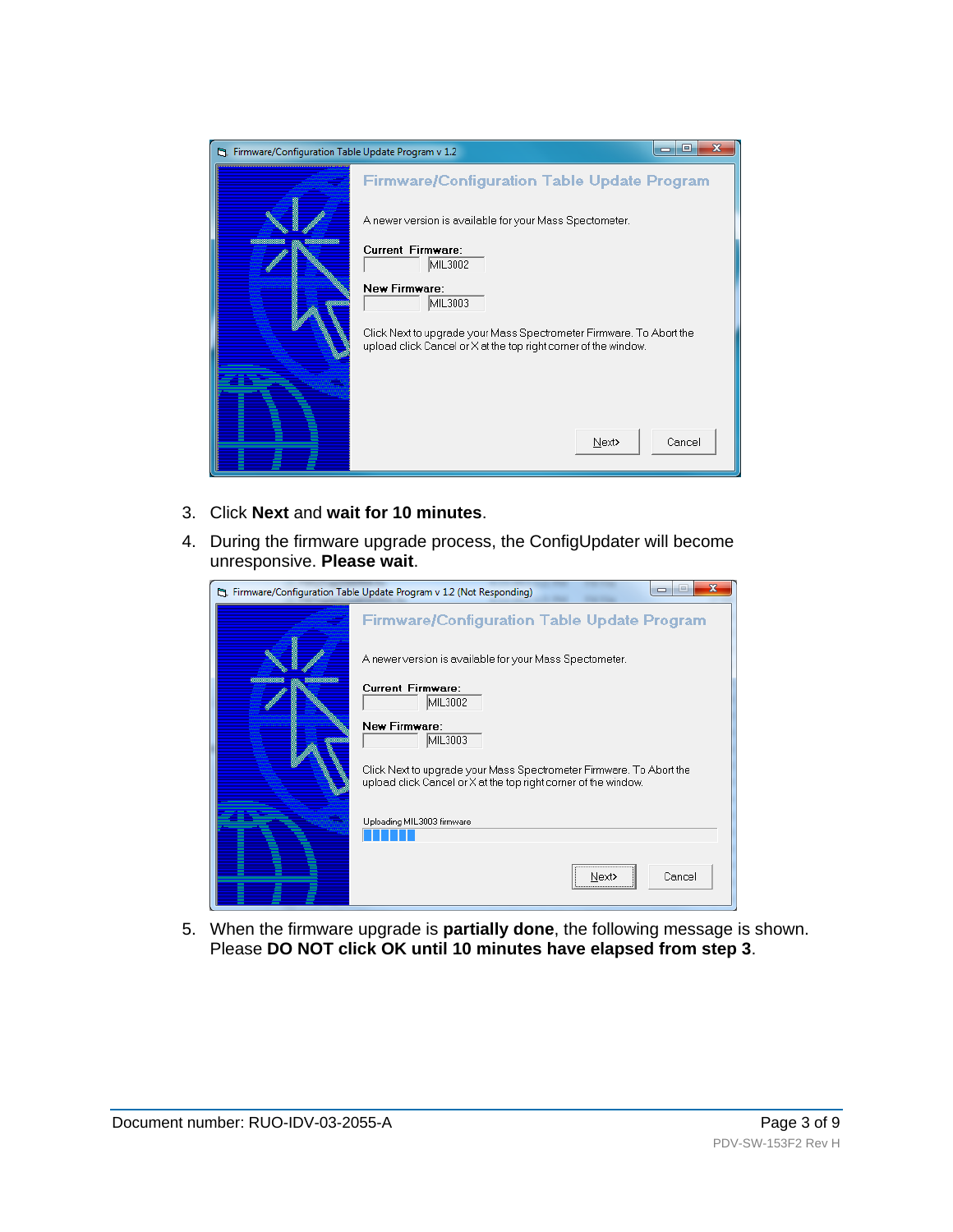3. Click **Next** and **wait for 10 minutes**.
4. During the firmware upgrade process, the ConfigUpdater will become unresponsive. **Please wait**.
5. When the firmware upgrade is **partially done**, the following message is shown. Please **DO NOT click OK until 10 minutes have elapsed from step 3**.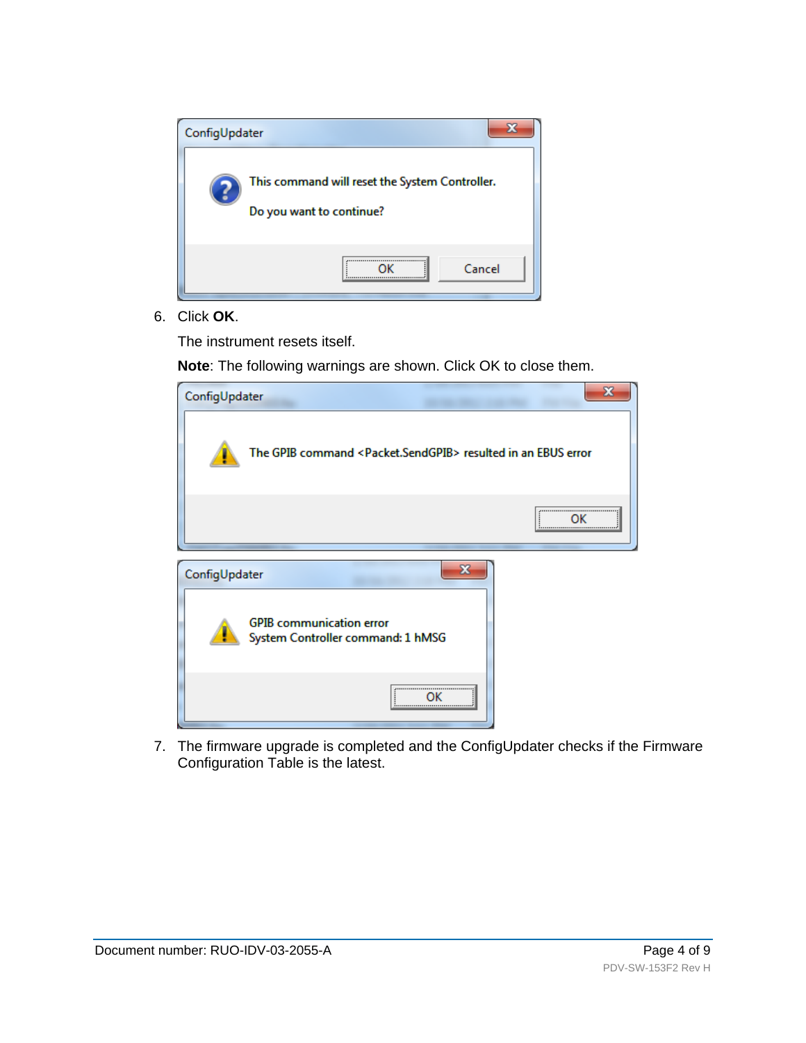6. Click **OK**.

   The instrument resets itself.

   **Note**: The following warnings are shown. Click OK to close them.

7. The firmware upgrade is completed and the ConfigUpdater checks if the Firmware Configuration Table is the latest.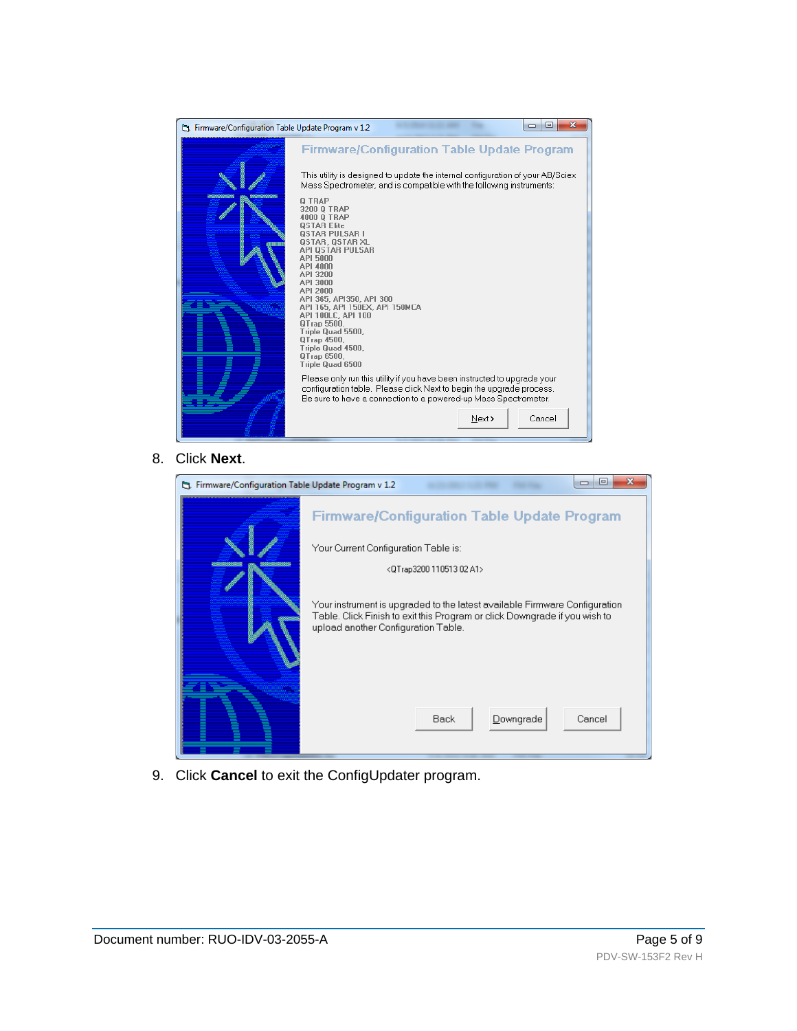Firmware/Configuration Table Update Program v 1.2

**Firmware/Configuration Table Update Program**

This utility is designed to update the internal configuration of your AB/Sciex Mass Spectrometer, and is compatible with the following instruments:

Q TRAP
3200 Q TRAP
4000 Q TRAP
QSTAR Elite
QSTAR PULSAR I
QSTAR, QSTAR XL
API QSTAR PULSAR
API 5000
API 4000
API 3200
API 3000
API 2000
API 365, API350, API 300
API 165, API 150EX, API 150MCA
API 100LC, API 100
QTrap 5500,
Triple Quad 5500,
QTrap 4500,
Triple Quad 4500,
QTrap 6500,
Triple Quad 6500

Please only run this utility if you have been instructed to upgrade your configuration table. Please click Next to begin the upgrade process. Be sure to have a connection to a powered-up Mass Spectrometer.

Next > | Cancel

8. Click **Next**.

Firmware/Configuration Table Update Program v 1.2

**Firmware/Configuration Table Update Program**

Your Current Configuration Table is:

<QTrap3200 110513 02 A1>

Your instrument is upgraded to the latest available Firmware Configuration Table. Click Finish to exit this Program or click Downgrade if you wish to upload another Configuration Table.

Back | Downgrade | Cancel

9. Click **Cancel** to exit the ConfigUpdater program.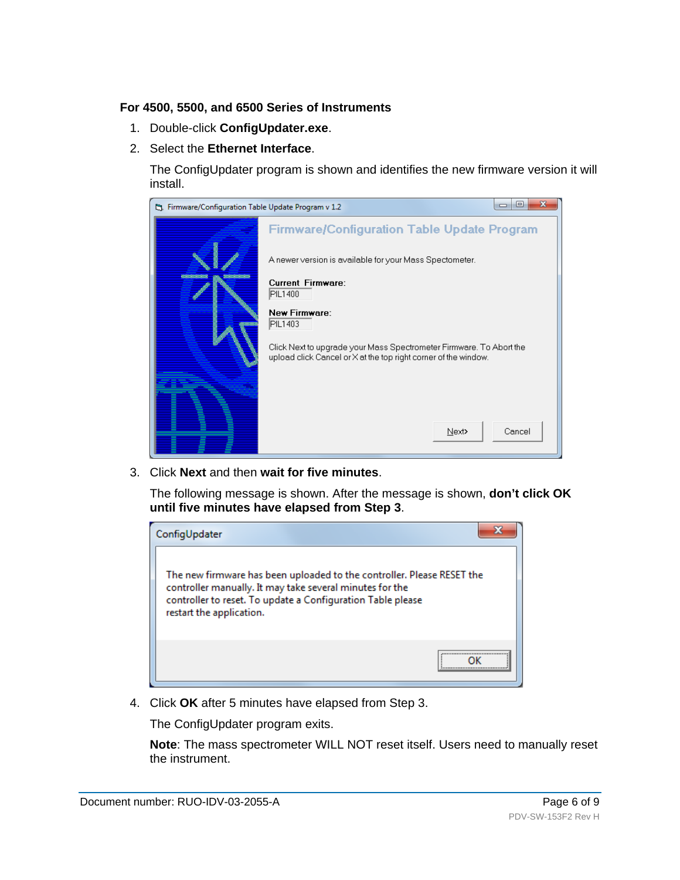**For 4500, 5500, and 6500 Series of Instruments**

1. Double-click **ConfigUpdater.exe**.
2. Select the **Ethernet Interface**.

   The ConfigUpdater program is shown and identifies the new firmware version it will install.

3. Click **Next** and then **wait for five minutes**.

   The following message is shown. After the message is shown, **don't click OK until five minutes have elapsed from Step 3**.

4. Click **OK** after 5 minutes have elapsed from Step 3.

   The ConfigUpdater program exits.

   **Note**: The mass spectrometer WILL NOT reset itself. Users need to manually reset the instrument.

Document number: RUO-IDV-03-2055-A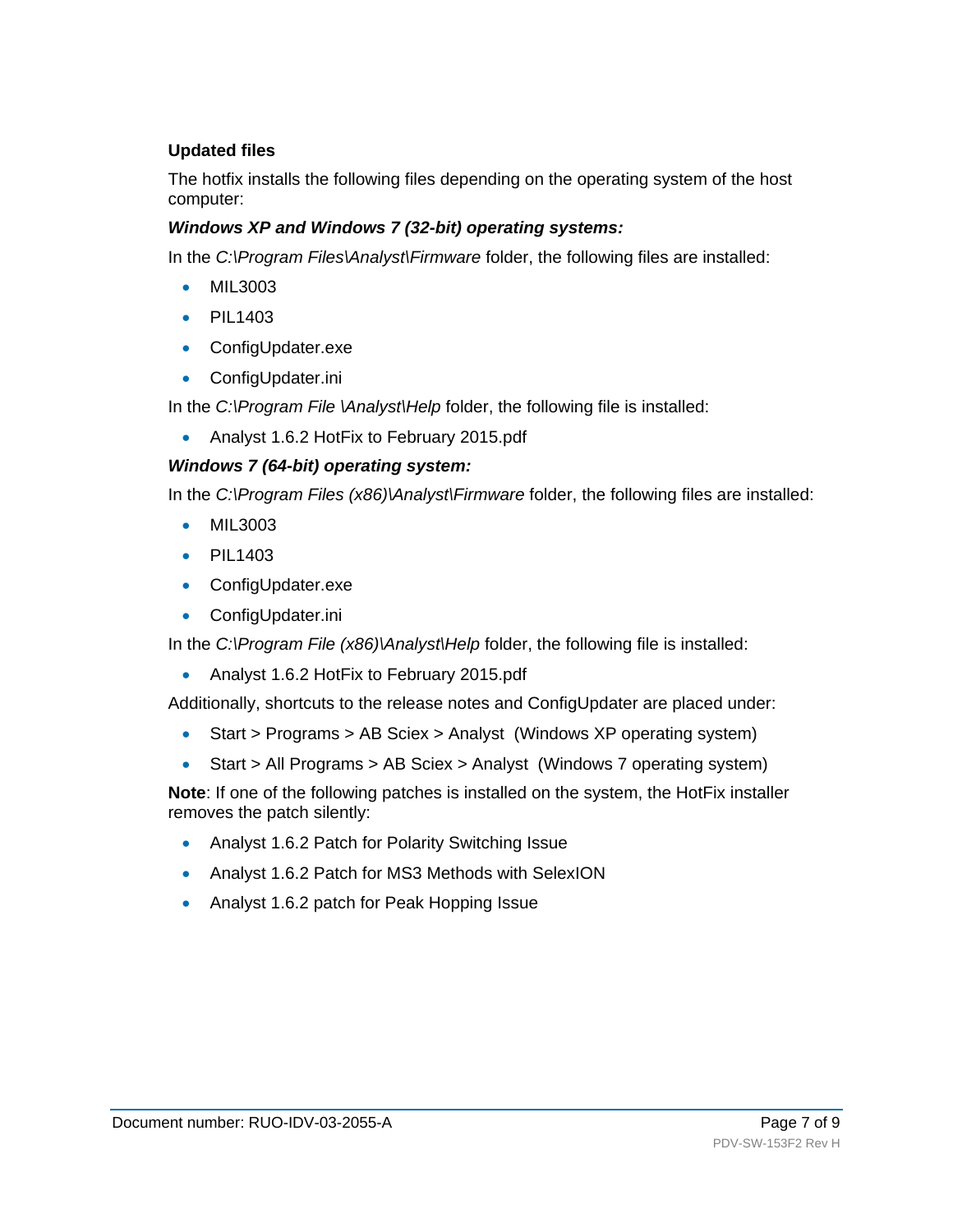### Updated files

The hotfix installs the following files depending on the operating system of the host computer:

***Windows XP and Windows 7 (32-bit) operating systems:***

In the *C:\Program Files\Analyst\Firmware* folder, the following files are installed:

- MIL3003
- PIL1403
- ConfigUpdater.exe
- ConfigUpdater.ini

In the *C:\Program File \Analyst\Help* folder, the following file is installed:

- Analyst 1.6.2 HotFix to February 2015.pdf

***Windows 7 (64-bit) operating system:***

In the *C:\Program Files (x86)\Analyst\Firmware* folder, the following files are installed:

- MIL3003
- PIL1403
- ConfigUpdater.exe
- ConfigUpdater.ini

In the *C:\Program File (x86)\Analyst\Help* folder, the following file is installed:

- Analyst 1.6.2 HotFix to February 2015.pdf

Additionally, shortcuts to the release notes and ConfigUpdater are placed under:

- Start > Programs > AB Sciex > Analyst (Windows XP operating system)
- Start > All Programs > AB Sciex > Analyst (Windows 7 operating system)

**Note**: If one of the following patches is installed on the system, the HotFix installer removes the patch silently:

- Analyst 1.6.2 Patch for Polarity Switching Issue
- Analyst 1.6.2 Patch for MS3 Methods with SelexION
- Analyst 1.6.2 patch for Peak Hopping Issue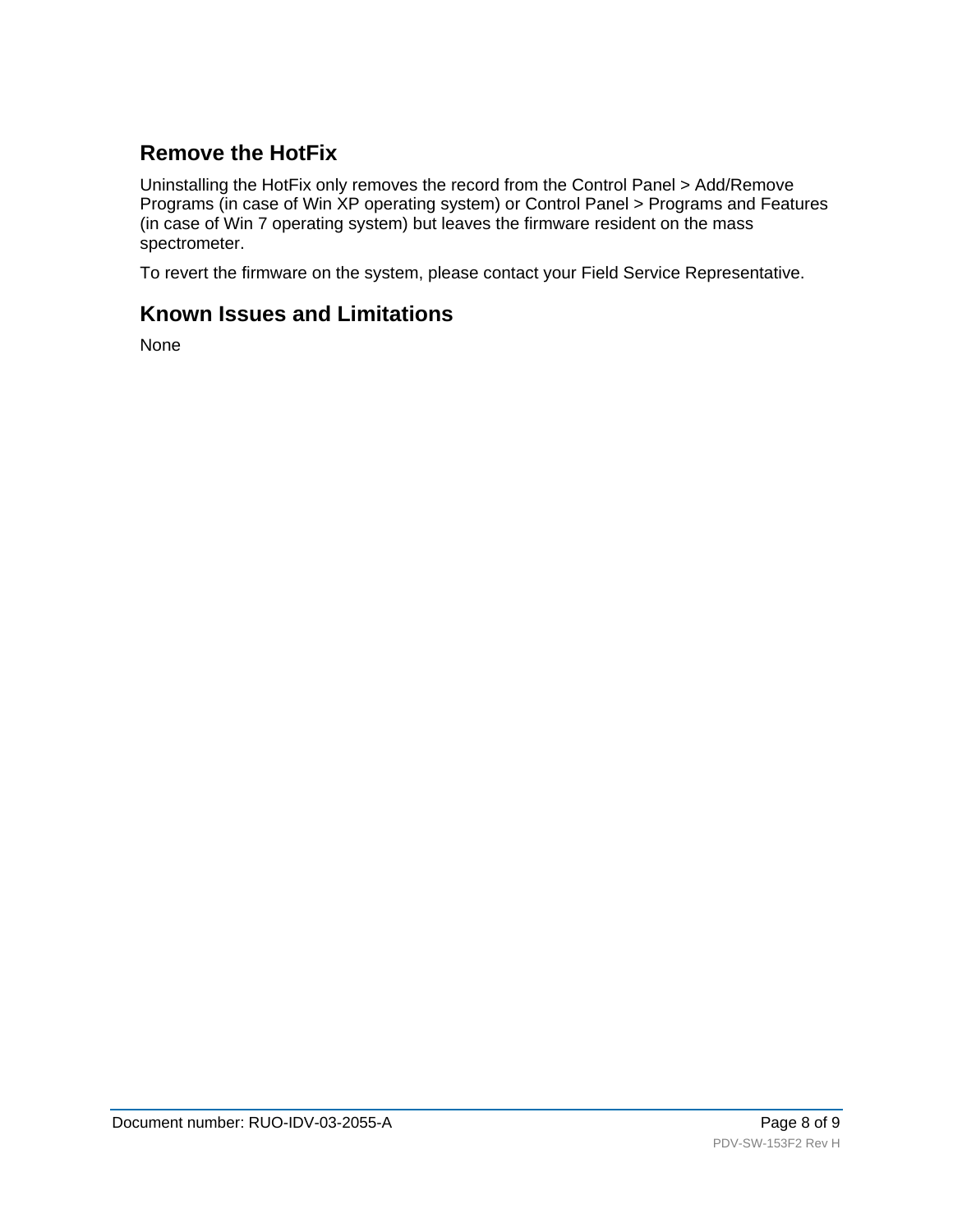## Remove the HotFix

Uninstalling the HotFix only removes the record from the Control Panel > Add/Remove Programs (in case of Win XP operating system) or Control Panel > Programs and Features (in case of Win 7 operating system) but leaves the firmware resident on the mass spectrometer.

To revert the firmware on the system, please contact your Field Service Representative.

## Known Issues and Limitations

None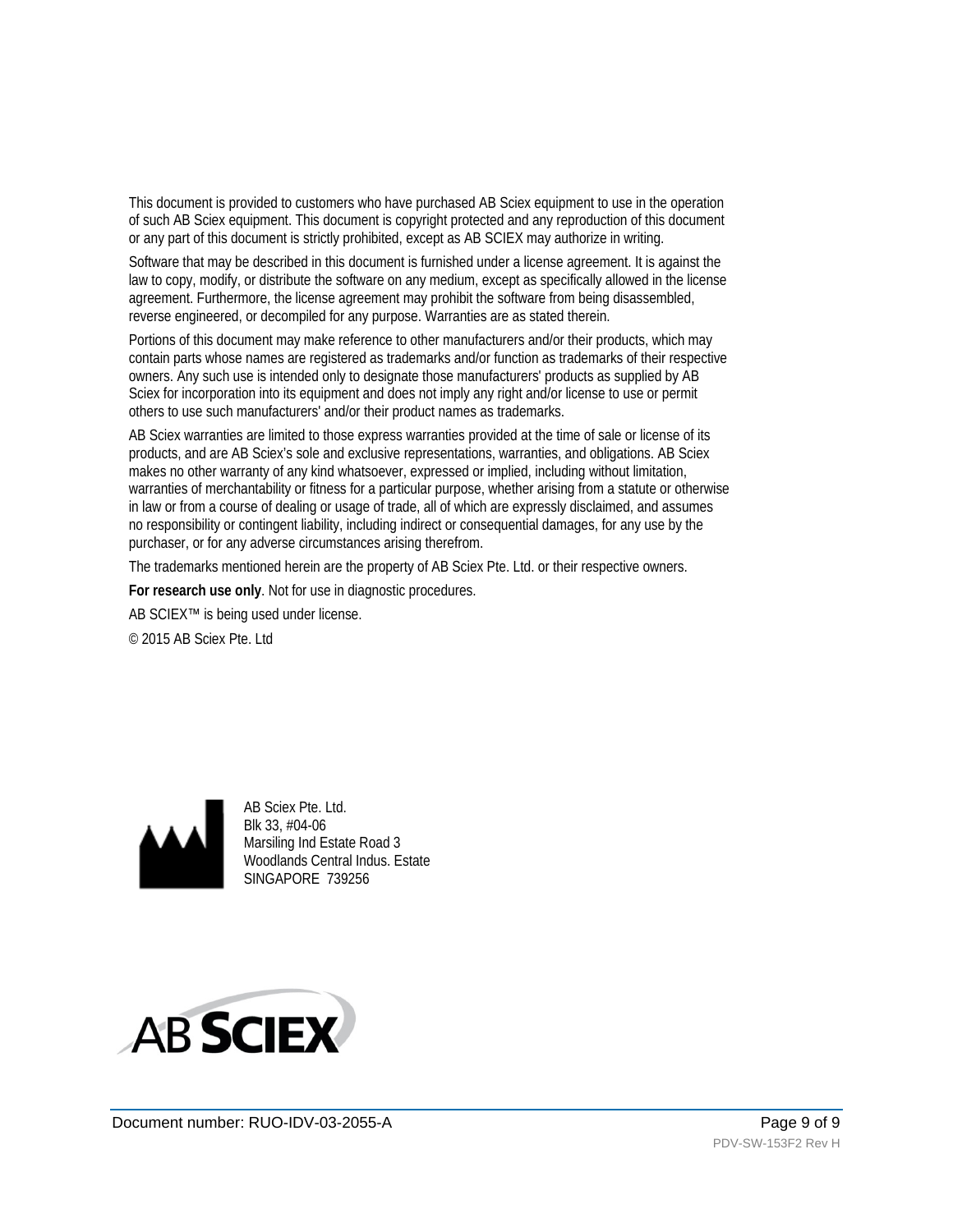This document is provided to customers who have purchased AB Sciex equipment to use in the operation of such AB Sciex equipment. This document is copyright protected and any reproduction of this document or any part of this document is strictly prohibited, except as AB SCIEX may authorize in writing.

Software that may be described in this document is furnished under a license agreement. It is against the law to copy, modify, or distribute the software on any medium, except as specifically allowed in the license agreement. Furthermore, the license agreement may prohibit the software from being disassembled, reverse engineered, or decompiled for any purpose. Warranties are as stated therein.

Portions of this document may make reference to other manufacturers and/or their products, which may contain parts whose names are registered as trademarks and/or function as trademarks of their respective owners. Any such use is intended only to designate those manufacturers' products as supplied by AB Sciex for incorporation into its equipment and does not imply any right and/or license to use or permit others to use such manufacturers' and/or their product names as trademarks.

AB Sciex warranties are limited to those express warranties provided at the time of sale or license of its products, and are AB Sciex's sole and exclusive representations, warranties, and obligations. AB Sciex makes no other warranty of any kind whatsoever, expressed or implied, including without limitation, warranties of merchantability or fitness for a particular purpose, whether arising from a statute or otherwise in law or from a course of dealing or usage of trade, all of which are expressly disclaimed, and assumes no responsibility or contingent liability, including indirect or consequential damages, for any use by the purchaser, or for any adverse circumstances arising therefrom.

The trademarks mentioned herein are the property of AB Sciex Pte. Ltd. or their respective owners.

**For research use only**. Not for use in diagnostic procedures.

AB SCIEX™ is being used under license.

© 2015 AB Sciex Pte. Ltd

AB Sciex Pte. Ltd.
Blk 33, #04-06
Marsiling Ind Estate Road 3
Woodlands Central Indus. Estate
SINGAPORE 739256

AB SCIEX

Document number: RUO-IDV-03-2055-A

PDV-SW-153F2 Rev H